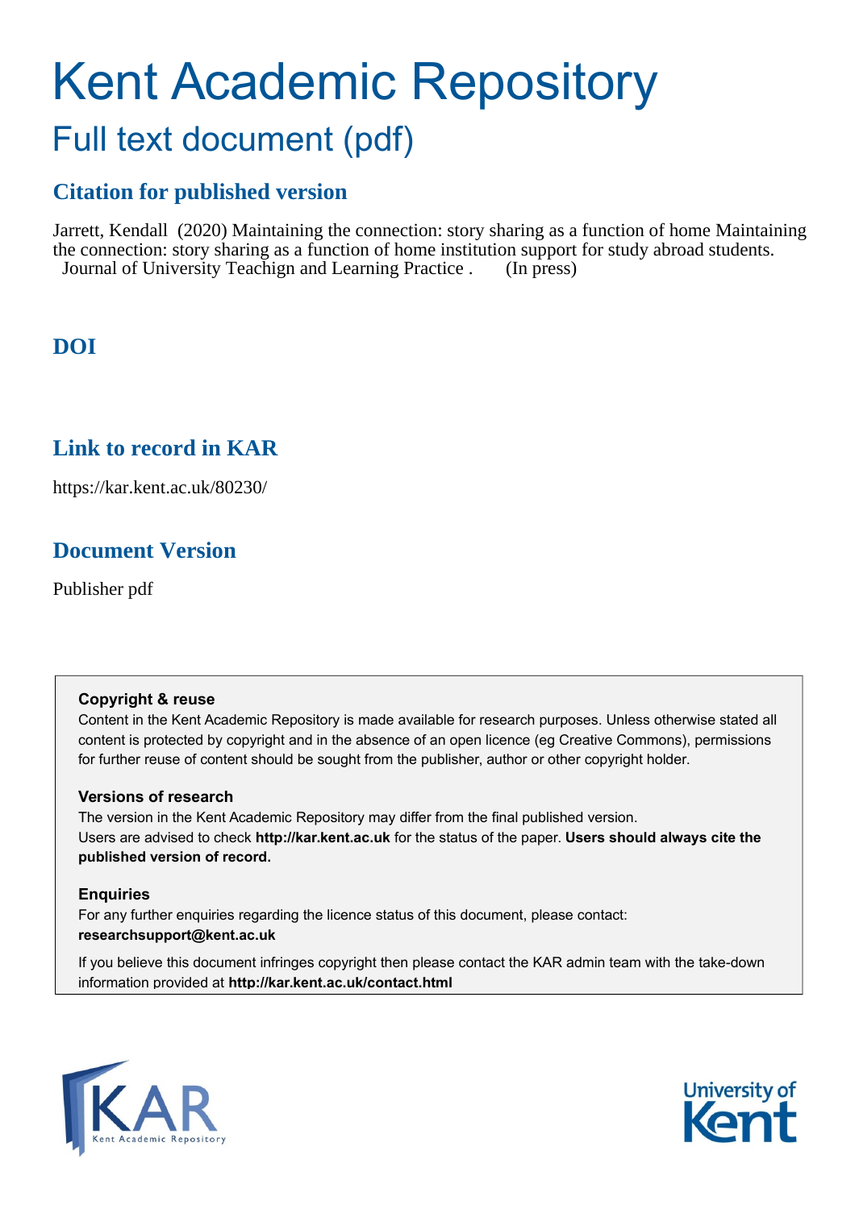# Kent Academic Repository

## Full text document (pdf)

### Citation for published version

Jarrett, Kendall (2020) Maintaining the connection: story sharing as a function of home Maintaining the connection: story sharing as a function of home institution support for study abroad students. Journal of University Teachign and Learning Practice . (In press)

### DOI

### Link to record in KAR

https://kar.kent.ac.uk/80230/

### Document Version

Publisher pdf

**Copyright & reuse**

Content in the Kent Academic Repository is made available for research purposes. Unless otherwise stated all content is protected by copyright and in the absence of an open licence (eg Creative Commons), permissions for further reuse of content should be sought from the publisher, author or other copyright holder.

**Versions of research**

The version in the Kent Academic Repository may differ from the final published version. Users are advised to check **http://kar.kent.ac.uk** for the status of the paper. **Users should always cite the published version of record.**

**Enquiries**

For any further enquiries regarding the licence status of this document, please contact: **researchsupport@kent.ac.uk**

If you believe this document infringes copyright then please contact the KAR admin team with the take-down information provided at **http://kar.kent.ac.uk/contact.html**

KAR Kent Academic Repository

University of Kent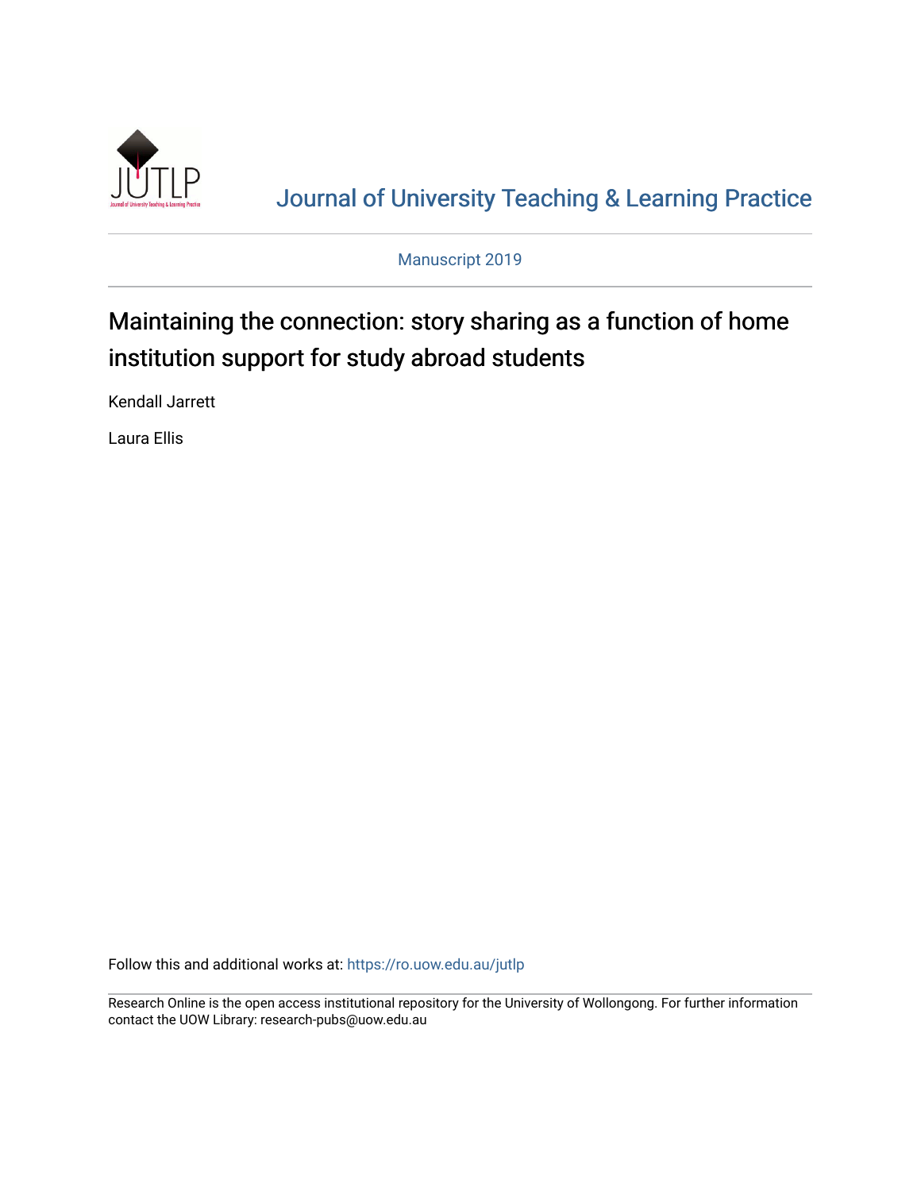# Journal of University Teaching & Learning Practice

Manuscript 2019

## Maintaining the connection: story sharing as a function of home institution support for study abroad students

Kendall Jarrett

Laura Ellis

Follow this and additional works at: https://ro.uow.edu.au/jutlp

Research Online is the open access institutional repository for the University of Wollongong. For further information contact the UOW Library: research-pubs@uow.edu.au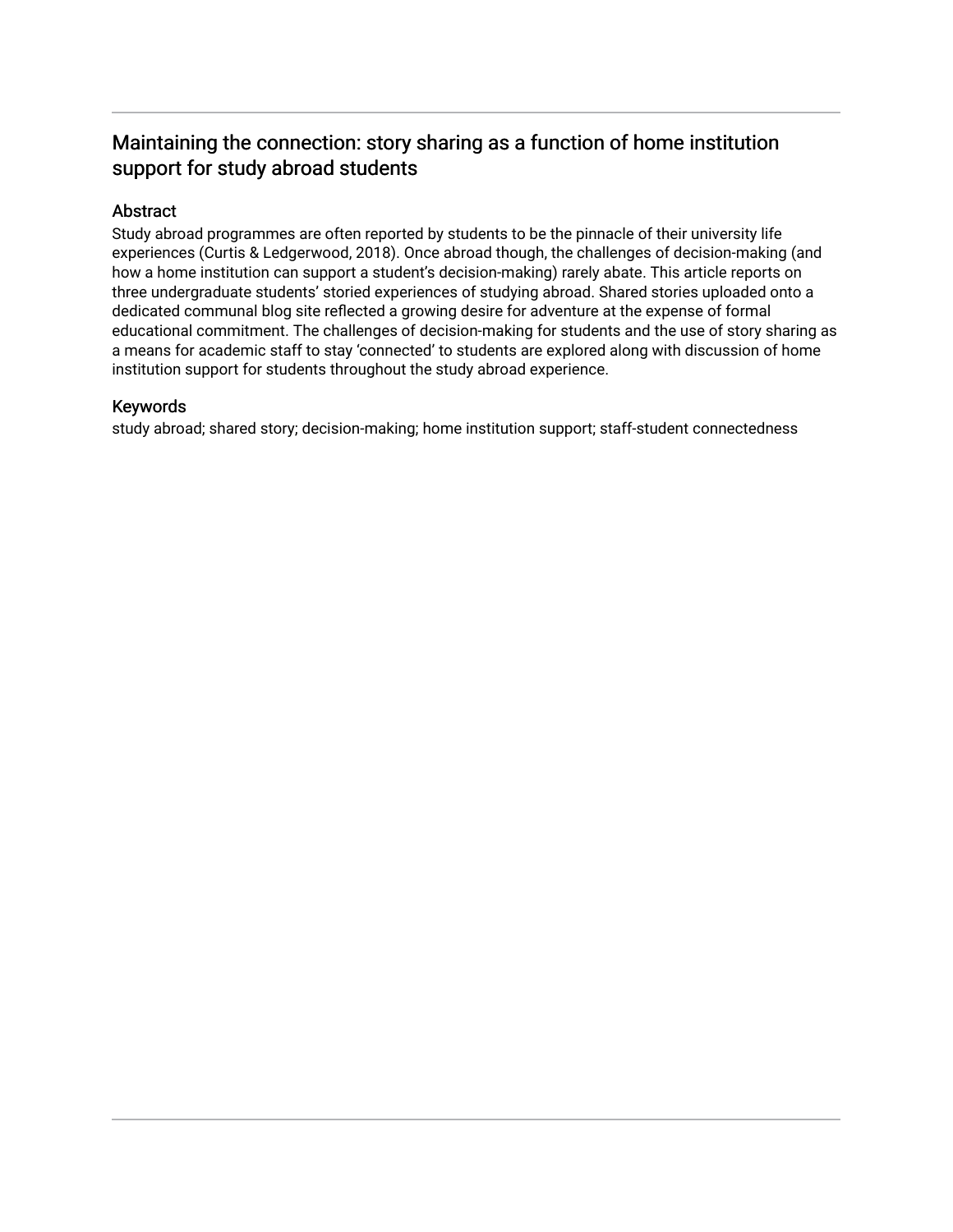# Maintaining the connection: story sharing as a function of home institution support for study abroad students

## Abstract

Study abroad programmes are often reported by students to be the pinnacle of their university life experiences (Curtis & Ledgerwood, 2018). Once abroad though, the challenges of decision-making (and how a home institution can support a student's decision-making) rarely abate. This article reports on three undergraduate students' storied experiences of studying abroad. Shared stories uploaded onto a dedicated communal blog site reflected a growing desire for adventure at the expense of formal educational commitment. The challenges of decision-making for students and the use of story sharing as a means for academic staff to stay 'connected' to students are explored along with discussion of home institution support for students throughout the study abroad experience.

## Keywords

study abroad; shared story; decision-making; home institution support; staff-student connectedness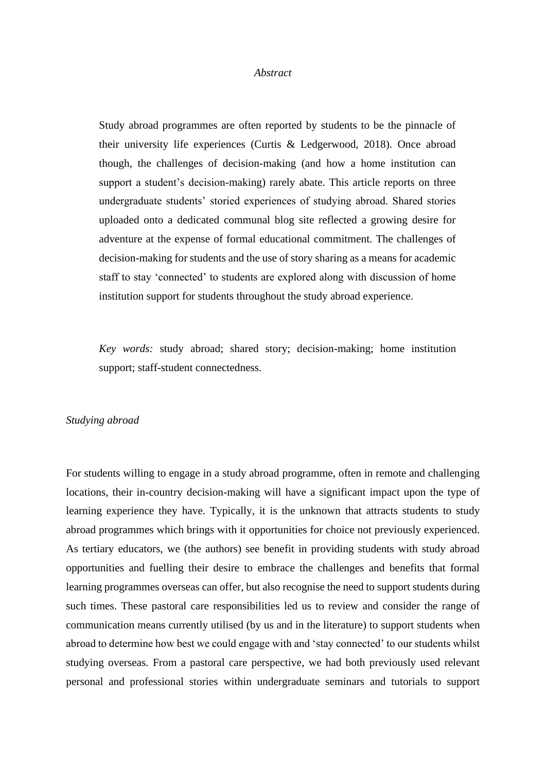*Abstract*

Study abroad programmes are often reported by students to be the pinnacle of their university life experiences (Curtis & Ledgerwood, 2018). Once abroad though, the challenges of decision-making (and how a home institution can support a student's decision-making) rarely abate. This article reports on three undergraduate students' storied experiences of studying abroad. Shared stories uploaded onto a dedicated communal blog site reflected a growing desire for adventure at the expense of formal educational commitment. The challenges of decision-making for students and the use of story sharing as a means for academic staff to stay 'connected' to students are explored along with discussion of home institution support for students throughout the study abroad experience.

*Key words:* study abroad; shared story; decision-making; home institution support; staff-student connectedness.

*Studying abroad*

For students willing to engage in a study abroad programme, often in remote and challenging locations, their in-country decision-making will have a significant impact upon the type of learning experience they have. Typically, it is the unknown that attracts students to study abroad programmes which brings with it opportunities for choice not previously experienced. As tertiary educators, we (the authors) see benefit in providing students with study abroad opportunities and fuelling their desire to embrace the challenges and benefits that formal learning programmes overseas can offer, but also recognise the need to support students during such times. These pastoral care responsibilities led us to review and consider the range of communication means currently utilised (by us and in the literature) to support students when abroad to determine how best we could engage with and 'stay connected' to our students whilst studying overseas. From a pastoral care perspective, we had both previously used relevant personal and professional stories within undergraduate seminars and tutorials to support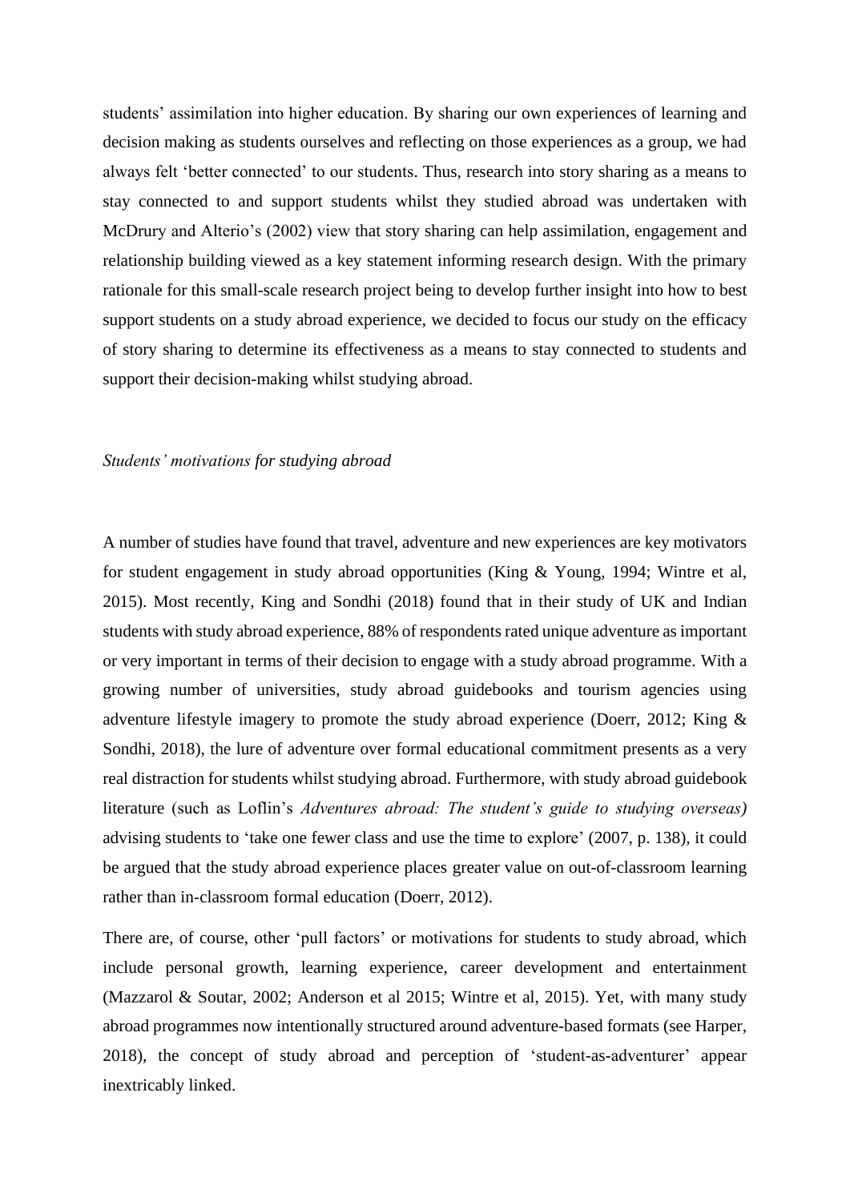students' assimilation into higher education. By sharing our own experiences of learning and decision making as students ourselves and reflecting on those experiences as a group, we had always felt 'better connected' to our students. Thus, research into story sharing as a means to stay connected to and support students whilst they studied abroad was undertaken with McDrury and Alterio's (2002) view that story sharing can help assimilation, engagement and relationship building viewed as a key statement informing research design. With the primary rationale for this small-scale research project being to develop further insight into how to best support students on a study abroad experience, we decided to focus our study on the efficacy of story sharing to determine its effectiveness as a means to stay connected to students and support their decision-making whilst studying abroad.

*Students' motivations for studying abroad*

A number of studies have found that travel, adventure and new experiences are key motivators for student engagement in study abroad opportunities (King & Young, 1994; Wintre et al, 2015). Most recently, King and Sondhi (2018) found that in their study of UK and Indian students with study abroad experience, 88% of respondents rated unique adventure as important or very important in terms of their decision to engage with a study abroad programme. With a growing number of universities, study abroad guidebooks and tourism agencies using adventure lifestyle imagery to promote the study abroad experience (Doerr, 2012; King & Sondhi, 2018), the lure of adventure over formal educational commitment presents as a very real distraction for students whilst studying abroad. Furthermore, with study abroad guidebook literature (such as Loflin's *Adventures abroad: The student's guide to studying overseas)* advising students to 'take one fewer class and use the time to explore' (2007, p. 138), it could be argued that the study abroad experience places greater value on out-of-classroom learning rather than in-classroom formal education (Doerr, 2012).

There are, of course, other 'pull factors' or motivations for students to study abroad, which include personal growth, learning experience, career development and entertainment (Mazzarol & Soutar, 2002; Anderson et al 2015; Wintre et al, 2015). Yet, with many study abroad programmes now intentionally structured around adventure-based formats (see Harper, 2018), the concept of study abroad and perception of 'student-as-adventurer' appear inextricably linked.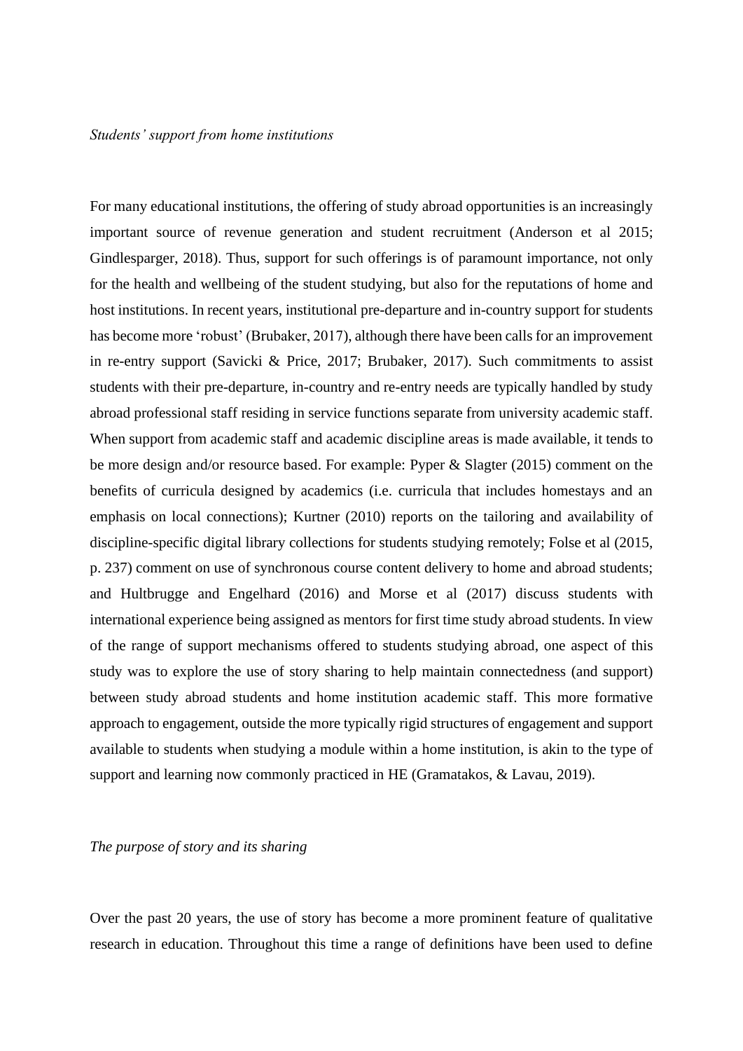*Students' support from home institutions*

For many educational institutions, the offering of study abroad opportunities is an increasingly important source of revenue generation and student recruitment (Anderson et al 2015; Gindlesparger, 2018). Thus, support for such offerings is of paramount importance, not only for the health and wellbeing of the student studying, but also for the reputations of home and host institutions. In recent years, institutional pre-departure and in-country support for students has become more 'robust' (Brubaker, 2017), although there have been calls for an improvement in re-entry support (Savicki & Price, 2017; Brubaker, 2017). Such commitments to assist students with their pre-departure, in-country and re-entry needs are typically handled by study abroad professional staff residing in service functions separate from university academic staff. When support from academic staff and academic discipline areas is made available, it tends to be more design and/or resource based. For example: Pyper & Slagter (2015) comment on the benefits of curricula designed by academics (i.e. curricula that includes homestays and an emphasis on local connections); Kurtner (2010) reports on the tailoring and availability of discipline-specific digital library collections for students studying remotely; Folse et al (2015, p. 237) comment on use of synchronous course content delivery to home and abroad students; and Hultbrugge and Engelhard (2016) and Morse et al (2017) discuss students with international experience being assigned as mentors for first time study abroad students. In view of the range of support mechanisms offered to students studying abroad, one aspect of this study was to explore the use of story sharing to help maintain connectedness (and support) between study abroad students and home institution academic staff. This more formative approach to engagement, outside the more typically rigid structures of engagement and support available to students when studying a module within a home institution, is akin to the type of support and learning now commonly practiced in HE (Gramatakos, & Lavau, 2019).

*The purpose of story and its sharing*

Over the past 20 years, the use of story has become a more prominent feature of qualitative research in education. Throughout this time a range of definitions have been used to define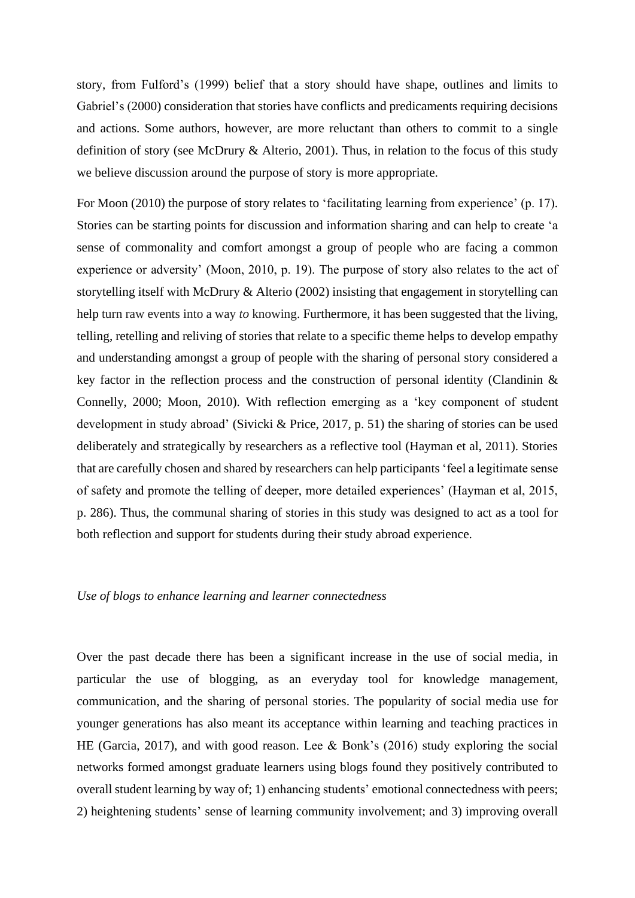story, from Fulford's (1999) belief that a story should have shape, outlines and limits to Gabriel's (2000) consideration that stories have conflicts and predicaments requiring decisions and actions. Some authors, however, are more reluctant than others to commit to a single definition of story (see McDrury & Alterio, 2001). Thus, in relation to the focus of this study we believe discussion around the purpose of story is more appropriate.

For Moon (2010) the purpose of story relates to 'facilitating learning from experience' (p. 17). Stories can be starting points for discussion and information sharing and can help to create 'a sense of commonality and comfort amongst a group of people who are facing a common experience or adversity' (Moon, 2010, p. 19). The purpose of story also relates to the act of storytelling itself with McDrury & Alterio (2002) insisting that engagement in storytelling can help turn raw events into a way *to* knowing. Furthermore, it has been suggested that the living, telling, retelling and reliving of stories that relate to a specific theme helps to develop empathy and understanding amongst a group of people with the sharing of personal story considered a key factor in the reflection process and the construction of personal identity (Clandinin & Connelly, 2000; Moon, 2010). With reflection emerging as a 'key component of student development in study abroad' (Sivicki & Price, 2017, p. 51) the sharing of stories can be used deliberately and strategically by researchers as a reflective tool (Hayman et al, 2011). Stories that are carefully chosen and shared by researchers can help participants 'feel a legitimate sense of safety and promote the telling of deeper, more detailed experiences' (Hayman et al, 2015, p. 286). Thus, the communal sharing of stories in this study was designed to act as a tool for both reflection and support for students during their study abroad experience.

*Use of blogs to enhance learning and learner connectedness*

Over the past decade there has been a significant increase in the use of social media, in particular the use of blogging, as an everyday tool for knowledge management, communication, and the sharing of personal stories. The popularity of social media use for younger generations has also meant its acceptance within learning and teaching practices in HE (Garcia, 2017), and with good reason. Lee & Bonk's (2016) study exploring the social networks formed amongst graduate learners using blogs found they positively contributed to overall student learning by way of; 1) enhancing students' emotional connectedness with peers; 2) heightening students' sense of learning community involvement; and 3) improving overall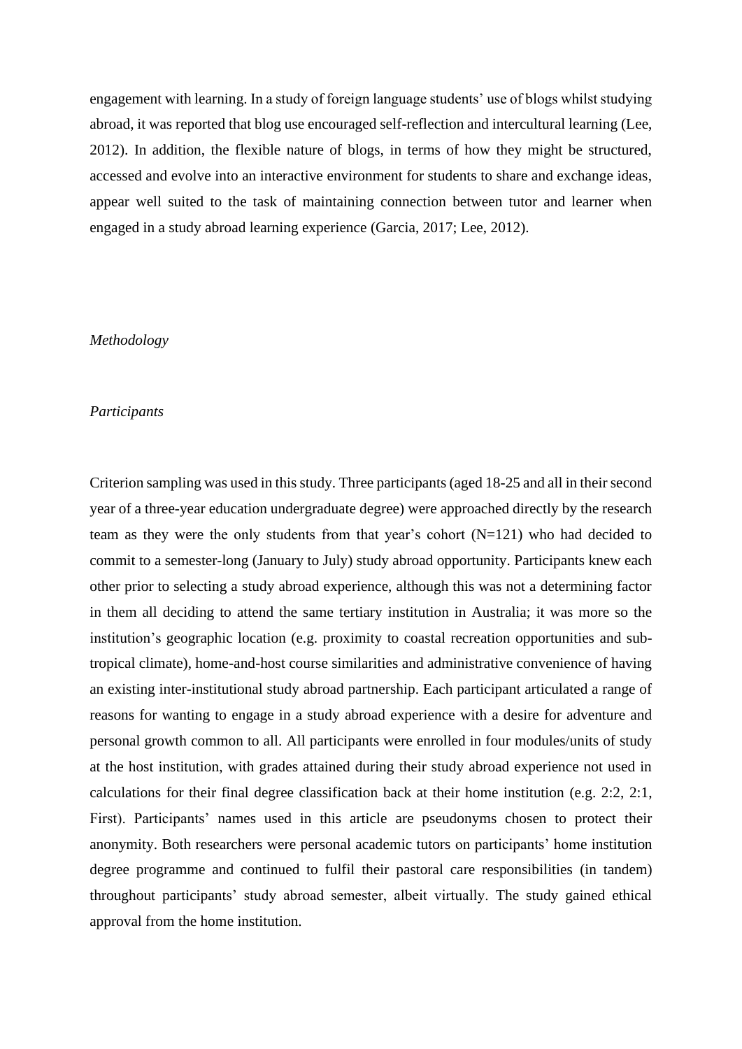engagement with learning. In a study of foreign language students' use of blogs whilst studying abroad, it was reported that blog use encouraged self-reflection and intercultural learning (Lee, 2012). In addition, the flexible nature of blogs, in terms of how they might be structured, accessed and evolve into an interactive environment for students to share and exchange ideas, appear well suited to the task of maintaining connection between tutor and learner when engaged in a study abroad learning experience (Garcia, 2017; Lee, 2012).

## *Methodology*

### *Participants*

Criterion sampling was used in this study. Three participants (aged 18-25 and all in their second year of a three-year education undergraduate degree) were approached directly by the research team as they were the only students from that year's cohort (N=121) who had decided to commit to a semester-long (January to July) study abroad opportunity. Participants knew each other prior to selecting a study abroad experience, although this was not a determining factor in them all deciding to attend the same tertiary institution in Australia; it was more so the institution's geographic location (e.g. proximity to coastal recreation opportunities and sub-tropical climate), home-and-host course similarities and administrative convenience of having an existing inter-institutional study abroad partnership. Each participant articulated a range of reasons for wanting to engage in a study abroad experience with a desire for adventure and personal growth common to all. All participants were enrolled in four modules/units of study at the host institution, with grades attained during their study abroad experience not used in calculations for their final degree classification back at their home institution (e.g. 2:2, 2:1, First). Participants' names used in this article are pseudonyms chosen to protect their anonymity. Both researchers were personal academic tutors on participants' home institution degree programme and continued to fulfil their pastoral care responsibilities (in tandem) throughout participants' study abroad semester, albeit virtually. The study gained ethical approval from the home institution.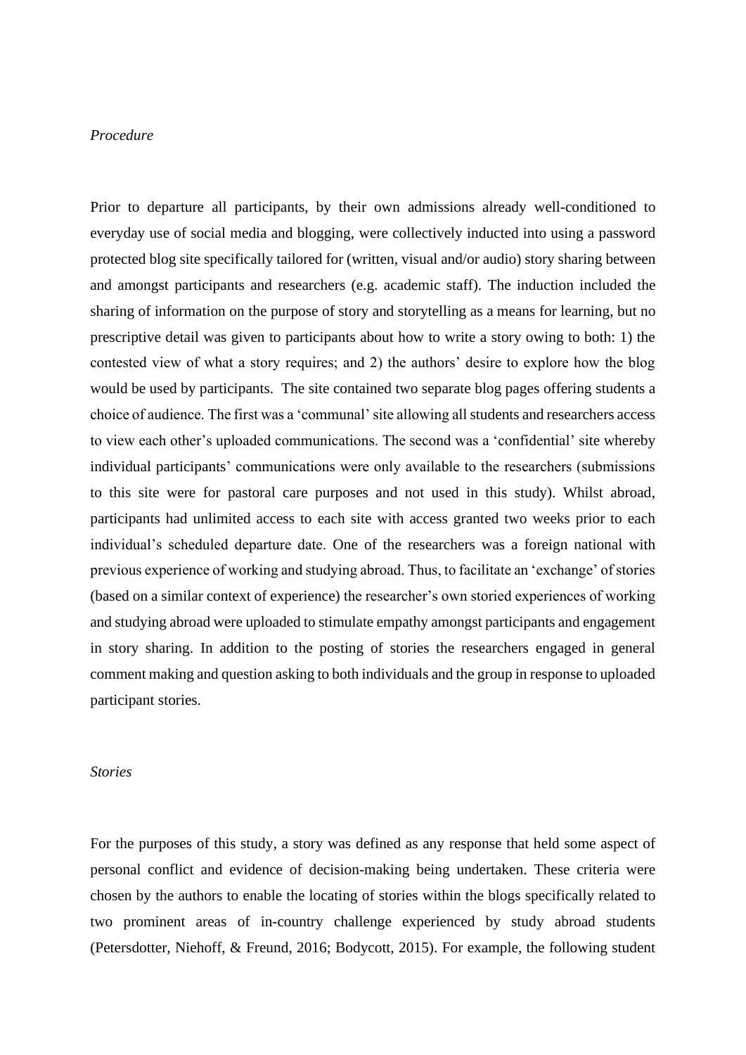*Procedure*

Prior to departure all participants, by their own admissions already well-conditioned to everyday use of social media and blogging, were collectively inducted into using a password protected blog site specifically tailored for (written, visual and/or audio) story sharing between and amongst participants and researchers (e.g. academic staff). The induction included the sharing of information on the purpose of story and storytelling as a means for learning, but no prescriptive detail was given to participants about how to write a story owing to both: 1) the contested view of what a story requires; and 2) the authors' desire to explore how the blog would be used by participants. The site contained two separate blog pages offering students a choice of audience. The first was a 'communal' site allowing all students and researchers access to view each other's uploaded communications. The second was a 'confidential' site whereby individual participants' communications were only available to the researchers (submissions to this site were for pastoral care purposes and not used in this study). Whilst abroad, participants had unlimited access to each site with access granted two weeks prior to each individual's scheduled departure date. One of the researchers was a foreign national with previous experience of working and studying abroad. Thus, to facilitate an 'exchange' of stories (based on a similar context of experience) the researcher's own storied experiences of working and studying abroad were uploaded to stimulate empathy amongst participants and engagement in story sharing. In addition to the posting of stories the researchers engaged in general comment making and question asking to both individuals and the group in response to uploaded participant stories.

*Stories*

For the purposes of this study, a story was defined as any response that held some aspect of personal conflict and evidence of decision-making being undertaken. These criteria were chosen by the authors to enable the locating of stories within the blogs specifically related to two prominent areas of in-country challenge experienced by study abroad students (Petersdotter, Niehoff, & Freund, 2016; Bodycott, 2015). For example, the following student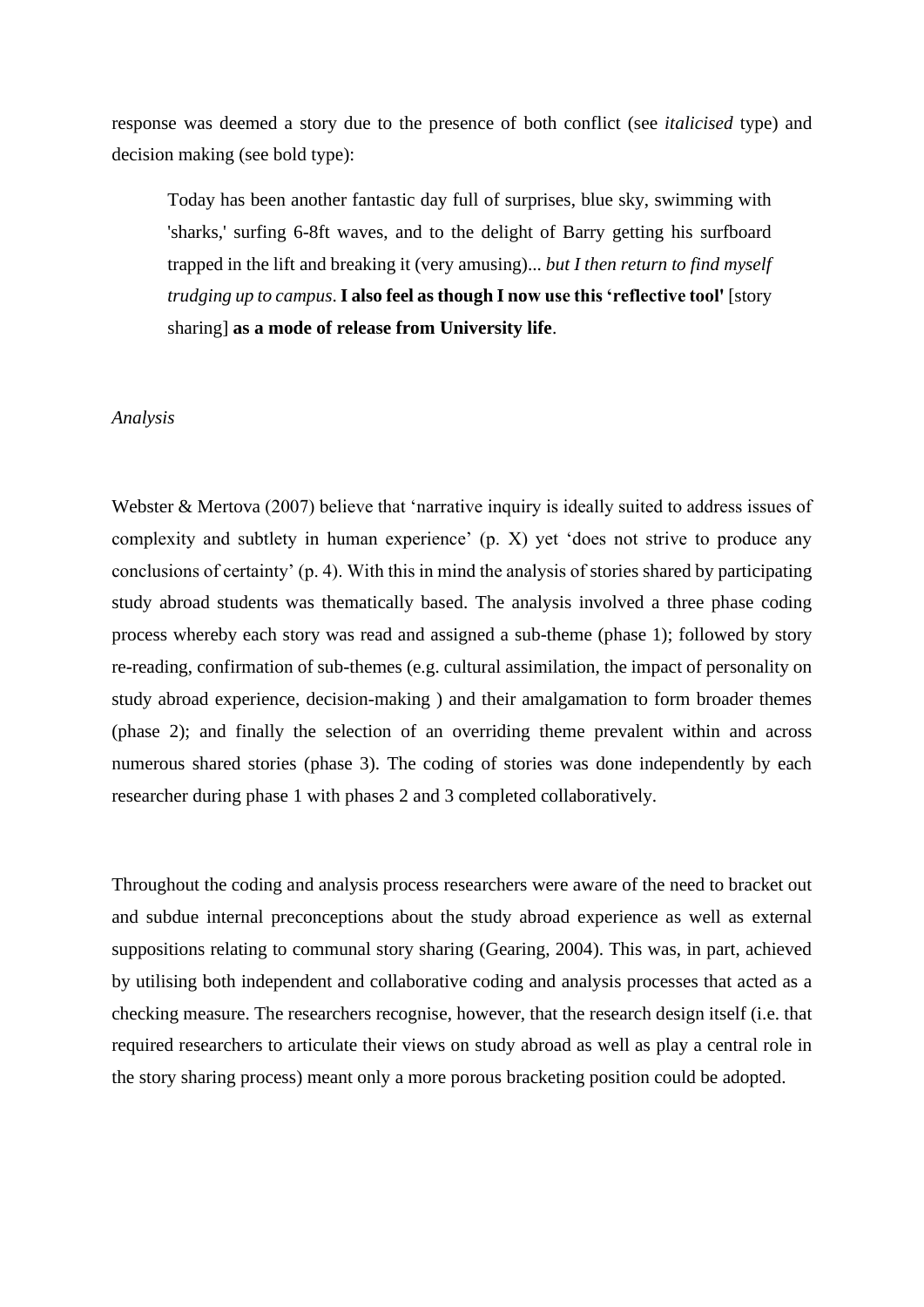response was deemed a story due to the presence of both conflict (see *italicised* type) and decision making (see bold type):

> Today has been another fantastic day full of surprises, blue sky, swimming with 'sharks,' surfing 6-8ft waves, and to the delight of Barry getting his surfboard trapped in the lift and breaking it (very amusing)... *but I then return to find myself trudging up to campus*. **I also feel as though I now use this 'reflective tool'** [story sharing] **as a mode of release from University life**.

*Analysis*

Webster & Mertova (2007) believe that 'narrative inquiry is ideally suited to address issues of complexity and subtlety in human experience' (p. X) yet 'does not strive to produce any conclusions of certainty' (p. 4). With this in mind the analysis of stories shared by participating study abroad students was thematically based. The analysis involved a three phase coding process whereby each story was read and assigned a sub-theme (phase 1); followed by story re-reading, confirmation of sub-themes (e.g. cultural assimilation, the impact of personality on study abroad experience, decision-making ) and their amalgamation to form broader themes (phase 2); and finally the selection of an overriding theme prevalent within and across numerous shared stories (phase 3). The coding of stories was done independently by each researcher during phase 1 with phases 2 and 3 completed collaboratively.

Throughout the coding and analysis process researchers were aware of the need to bracket out and subdue internal preconceptions about the study abroad experience as well as external suppositions relating to communal story sharing (Gearing, 2004). This was, in part, achieved by utilising both independent and collaborative coding and analysis processes that acted as a checking measure. The researchers recognise, however, that the research design itself (i.e. that required researchers to articulate their views on study abroad as well as play a central role in the story sharing process) meant only a more porous bracketing position could be adopted.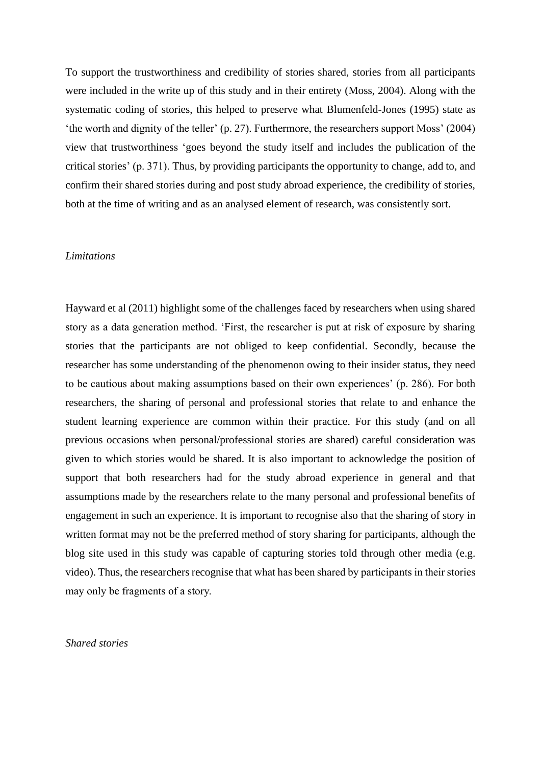To support the trustworthiness and credibility of stories shared, stories from all participants were included in the write up of this study and in their entirety (Moss, 2004). Along with the systematic coding of stories, this helped to preserve what Blumenfeld-Jones (1995) state as 'the worth and dignity of the teller' (p. 27). Furthermore, the researchers support Moss' (2004) view that trustworthiness 'goes beyond the study itself and includes the publication of the critical stories' (p. 371). Thus, by providing participants the opportunity to change, add to, and confirm their shared stories during and post study abroad experience, the credibility of stories, both at the time of writing and as an analysed element of research, was consistently sort.

*Limitations*

Hayward et al (2011) highlight some of the challenges faced by researchers when using shared story as a data generation method. 'First, the researcher is put at risk of exposure by sharing stories that the participants are not obliged to keep confidential. Secondly, because the researcher has some understanding of the phenomenon owing to their insider status, they need to be cautious about making assumptions based on their own experiences' (p. 286). For both researchers, the sharing of personal and professional stories that relate to and enhance the student learning experience are common within their practice. For this study (and on all previous occasions when personal/professional stories are shared) careful consideration was given to which stories would be shared. It is also important to acknowledge the position of support that both researchers had for the study abroad experience in general and that assumptions made by the researchers relate to the many personal and professional benefits of engagement in such an experience. It is important to recognise also that the sharing of story in written format may not be the preferred method of story sharing for participants, although the blog site used in this study was capable of capturing stories told through other media (e.g. video). Thus, the researchers recognise that what has been shared by participants in their stories may only be fragments of a story.

*Shared stories*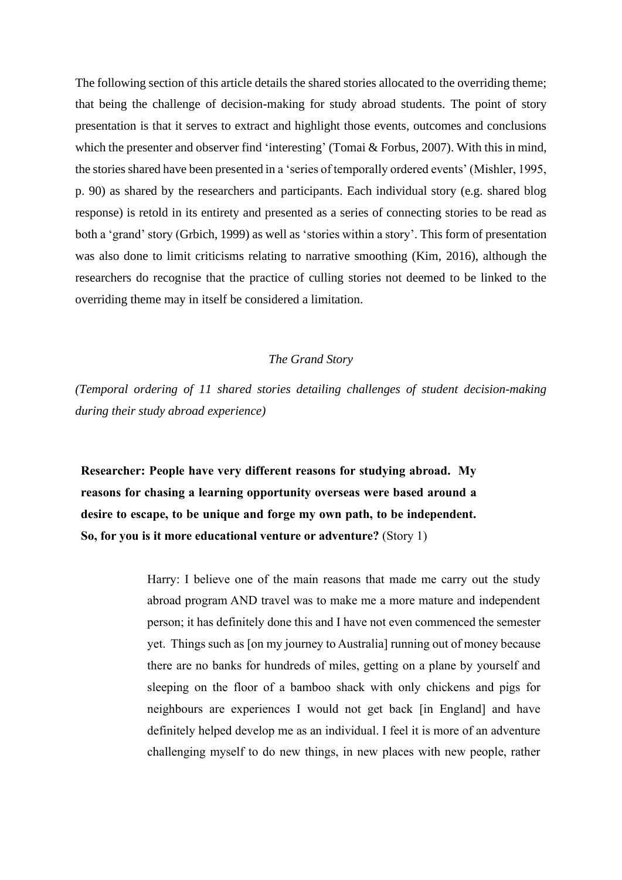The following section of this article details the shared stories allocated to the overriding theme; that being the challenge of decision-making for study abroad students. The point of story presentation is that it serves to extract and highlight those events, outcomes and conclusions which the presenter and observer find 'interesting' (Tomai & Forbus, 2007). With this in mind, the stories shared have been presented in a 'series of temporally ordered events' (Mishler, 1995, p. 90) as shared by the researchers and participants. Each individual story (e.g. shared blog response) is retold in its entirety and presented as a series of connecting stories to be read as both a 'grand' story (Grbich, 1999) as well as 'stories within a story'. This form of presentation was also done to limit criticisms relating to narrative smoothing (Kim, 2016), although the researchers do recognise that the practice of culling stories not deemed to be linked to the overriding theme may in itself be considered a limitation.

*The Grand Story*

*(Temporal ordering of 11 shared stories detailing challenges of student decision-making during their study abroad experience)*

**Researcher: People have very different reasons for studying abroad. My reasons for chasing a learning opportunity overseas were based around a desire to escape, to be unique and forge my own path, to be independent. So, for you is it more educational venture or adventure?** (Story 1)

> Harry: I believe one of the main reasons that made me carry out the study abroad program AND travel was to make me a more mature and independent person; it has definitely done this and I have not even commenced the semester yet. Things such as [on my journey to Australia] running out of money because there are no banks for hundreds of miles, getting on a plane by yourself and sleeping on the floor of a bamboo shack with only chickens and pigs for neighbours are experiences I would not get back [in England] and have definitely helped develop me as an individual. I feel it is more of an adventure challenging myself to do new things, in new places with new people, rather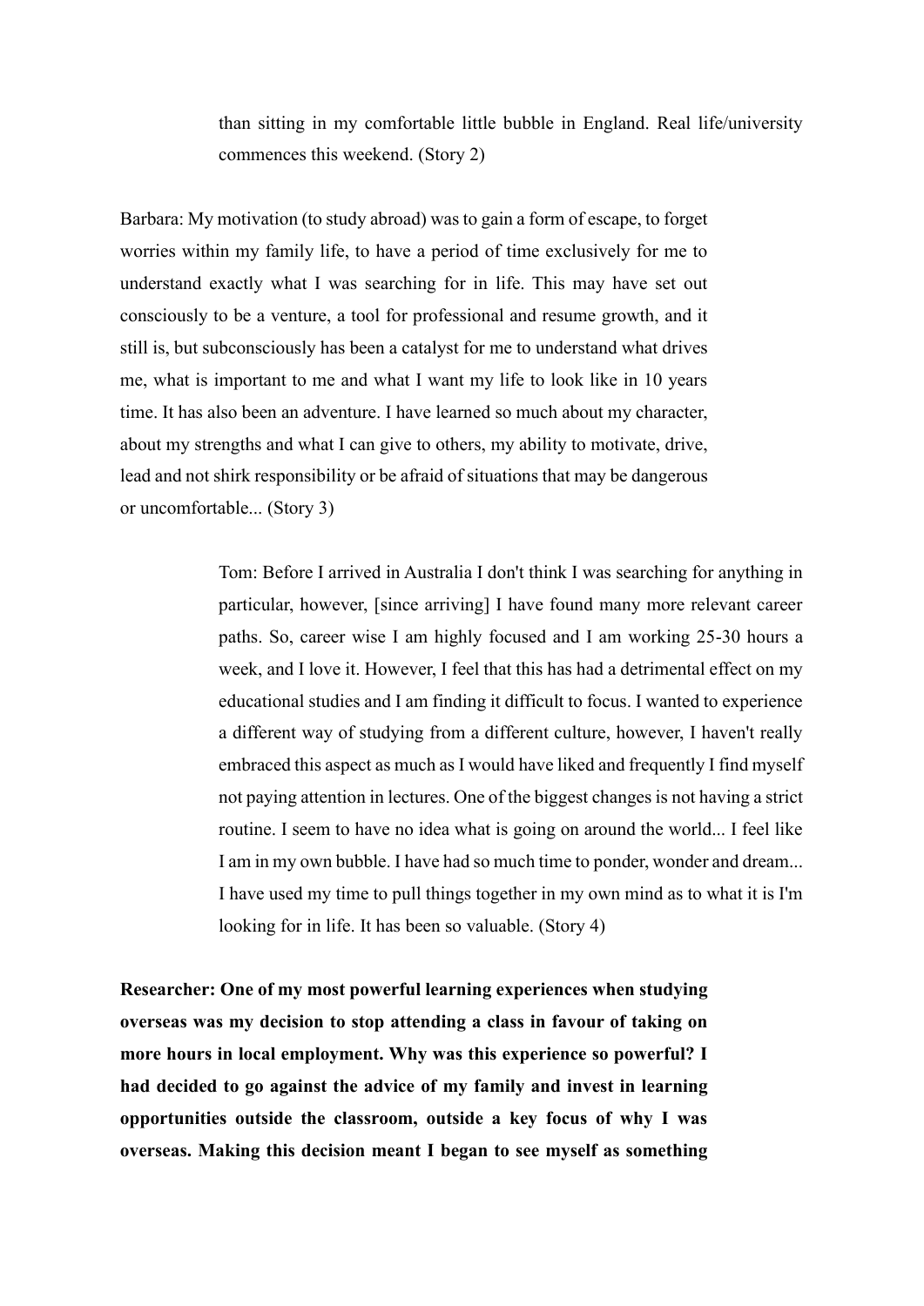than sitting in my comfortable little bubble in England. Real life/university commences this weekend. (Story 2)

Barbara: My motivation (to study abroad) was to gain a form of escape, to forget worries within my family life, to have a period of time exclusively for me to understand exactly what I was searching for in life. This may have set out consciously to be a venture, a tool for professional and resume growth, and it still is, but subconsciously has been a catalyst for me to understand what drives me, what is important to me and what I want my life to look like in 10 years time. It has also been an adventure. I have learned so much about my character, about my strengths and what I can give to others, my ability to motivate, drive, lead and not shirk responsibility or be afraid of situations that may be dangerous or uncomfortable... (Story 3)

Tom: Before I arrived in Australia I don't think I was searching for anything in particular, however, [since arriving] I have found many more relevant career paths. So, career wise I am highly focused and I am working 25-30 hours a week, and I love it. However, I feel that this has had a detrimental effect on my educational studies and I am finding it difficult to focus. I wanted to experience a different way of studying from a different culture, however, I haven't really embraced this aspect as much as I would have liked and frequently I find myself not paying attention in lectures. One of the biggest changes is not having a strict routine. I seem to have no idea what is going on around the world... I feel like I am in my own bubble. I have had so much time to ponder, wonder and dream... I have used my time to pull things together in my own mind as to what it is I'm looking for in life. It has been so valuable. (Story 4)

**Researcher: One of my most powerful learning experiences when studying overseas was my decision to stop attending a class in favour of taking on more hours in local employment. Why was this experience so powerful? I had decided to go against the advice of my family and invest in learning opportunities outside the classroom, outside a key focus of why I was overseas. Making this decision meant I began to see myself as something**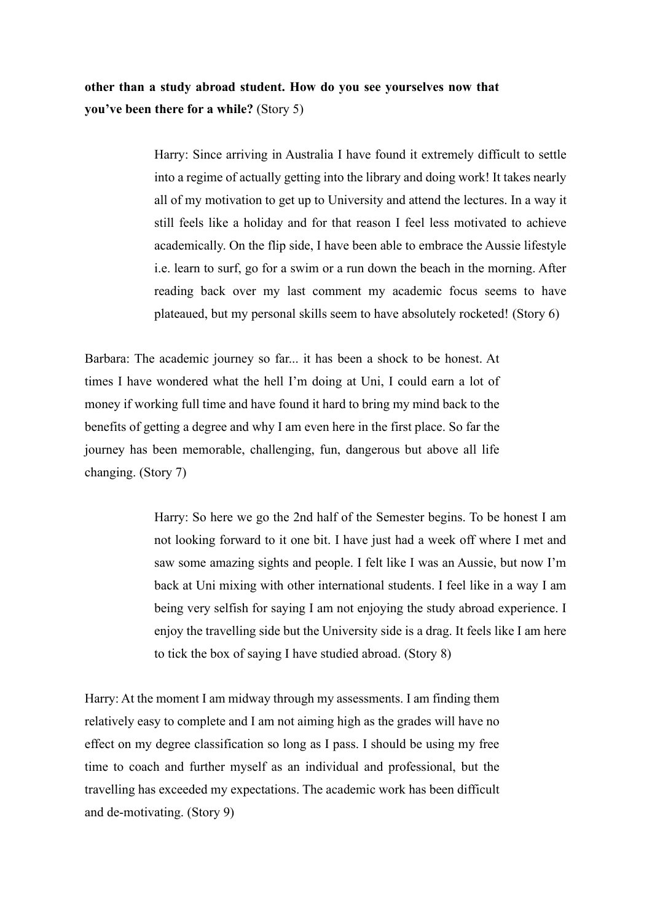**other than a study abroad student. How do you see yourselves now that you've been there for a while?** (Story 5)

> Harry: Since arriving in Australia I have found it extremely difficult to settle into a regime of actually getting into the library and doing work! It takes nearly all of my motivation to get up to University and attend the lectures. In a way it still feels like a holiday and for that reason I feel less motivated to achieve academically. On the flip side, I have been able to embrace the Aussie lifestyle i.e. learn to surf, go for a swim or a run down the beach in the morning. After reading back over my last comment my academic focus seems to have plateaued, but my personal skills seem to have absolutely rocketed! (Story 6)

Barbara: The academic journey so far... it has been a shock to be honest. At times I have wondered what the hell I'm doing at Uni, I could earn a lot of money if working full time and have found it hard to bring my mind back to the benefits of getting a degree and why I am even here in the first place. So far the journey has been memorable, challenging, fun, dangerous but above all life changing. (Story 7)

> Harry: So here we go the 2nd half of the Semester begins. To be honest I am not looking forward to it one bit. I have just had a week off where I met and saw some amazing sights and people. I felt like I was an Aussie, but now I'm back at Uni mixing with other international students. I feel like in a way I am being very selfish for saying I am not enjoying the study abroad experience. I enjoy the travelling side but the University side is a drag. It feels like I am here to tick the box of saying I have studied abroad. (Story 8)

Harry: At the moment I am midway through my assessments. I am finding them relatively easy to complete and I am not aiming high as the grades will have no effect on my degree classification so long as I pass. I should be using my free time to coach and further myself as an individual and professional, but the travelling has exceeded my expectations. The academic work has been difficult and de-motivating. (Story 9)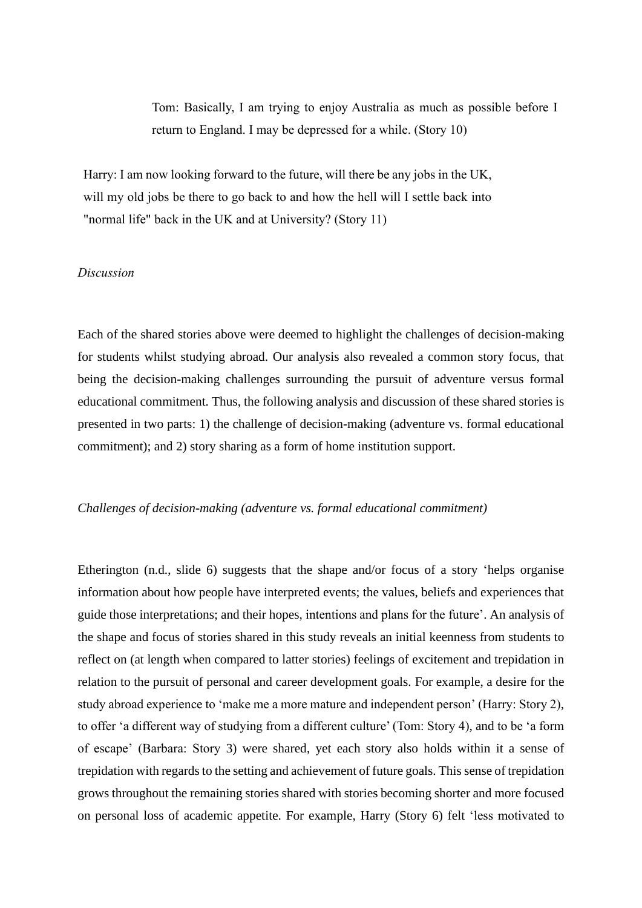> Tom: Basically, I am trying to enjoy Australia as much as possible before I return to England. I may be depressed for a while. (Story 10)

> Harry: I am now looking forward to the future, will there be any jobs in the UK, will my old jobs be there to go back to and how the hell will I settle back into "normal life" back in the UK and at University? (Story 11)

*Discussion*

Each of the shared stories above were deemed to highlight the challenges of decision-making for students whilst studying abroad. Our analysis also revealed a common story focus, that being the decision-making challenges surrounding the pursuit of adventure versus formal educational commitment. Thus, the following analysis and discussion of these shared stories is presented in two parts: 1) the challenge of decision-making (adventure vs. formal educational commitment); and 2) story sharing as a form of home institution support.

*Challenges of decision-making (adventure vs. formal educational commitment)*

Etherington (n.d., slide 6) suggests that the shape and/or focus of a story 'helps organise information about how people have interpreted events; the values, beliefs and experiences that guide those interpretations; and their hopes, intentions and plans for the future'. An analysis of the shape and focus of stories shared in this study reveals an initial keenness from students to reflect on (at length when compared to latter stories) feelings of excitement and trepidation in relation to the pursuit of personal and career development goals. For example, a desire for the study abroad experience to 'make me a more mature and independent person' (Harry: Story 2), to offer 'a different way of studying from a different culture' (Tom: Story 4), and to be 'a form of escape' (Barbara: Story 3) were shared, yet each story also holds within it a sense of trepidation with regards to the setting and achievement of future goals. This sense of trepidation grows throughout the remaining stories shared with stories becoming shorter and more focused on personal loss of academic appetite. For example, Harry (Story 6) felt 'less motivated to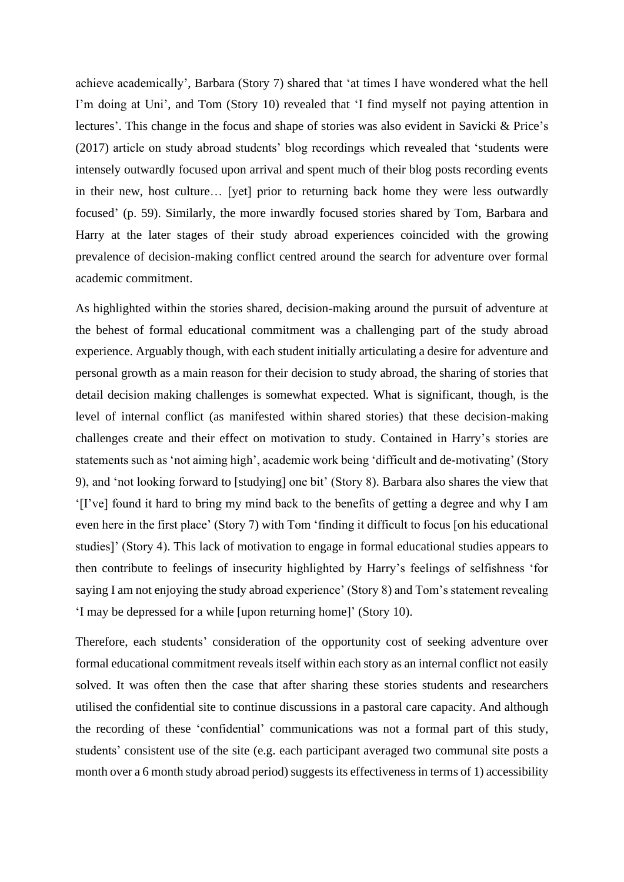achieve academically', Barbara (Story 7) shared that 'at times I have wondered what the hell I'm doing at Uni', and Tom (Story 10) revealed that 'I find myself not paying attention in lectures'. This change in the focus and shape of stories was also evident in Savicki & Price's (2017) article on study abroad students' blog recordings which revealed that 'students were intensely outwardly focused upon arrival and spent much of their blog posts recording events in their new, host culture… [yet] prior to returning back home they were less outwardly focused' (p. 59). Similarly, the more inwardly focused stories shared by Tom, Barbara and Harry at the later stages of their study abroad experiences coincided with the growing prevalence of decision-making conflict centred around the search for adventure over formal academic commitment.

As highlighted within the stories shared, decision-making around the pursuit of adventure at the behest of formal educational commitment was a challenging part of the study abroad experience. Arguably though, with each student initially articulating a desire for adventure and personal growth as a main reason for their decision to study abroad, the sharing of stories that detail decision making challenges is somewhat expected. What is significant, though, is the level of internal conflict (as manifested within shared stories) that these decision-making challenges create and their effect on motivation to study. Contained in Harry's stories are statements such as 'not aiming high', academic work being 'difficult and de-motivating' (Story 9), and 'not looking forward to [studying] one bit' (Story 8). Barbara also shares the view that '[I've] found it hard to bring my mind back to the benefits of getting a degree and why I am even here in the first place' (Story 7) with Tom 'finding it difficult to focus [on his educational studies]' (Story 4). This lack of motivation to engage in formal educational studies appears to then contribute to feelings of insecurity highlighted by Harry's feelings of selfishness 'for saying I am not enjoying the study abroad experience' (Story 8) and Tom's statement revealing 'I may be depressed for a while [upon returning home]' (Story 10).

Therefore, each students' consideration of the opportunity cost of seeking adventure over formal educational commitment reveals itself within each story as an internal conflict not easily solved. It was often then the case that after sharing these stories students and researchers utilised the confidential site to continue discussions in a pastoral care capacity. And although the recording of these 'confidential' communications was not a formal part of this study, students' consistent use of the site (e.g. each participant averaged two communal site posts a month over a 6 month study abroad period) suggests its effectiveness in terms of 1) accessibility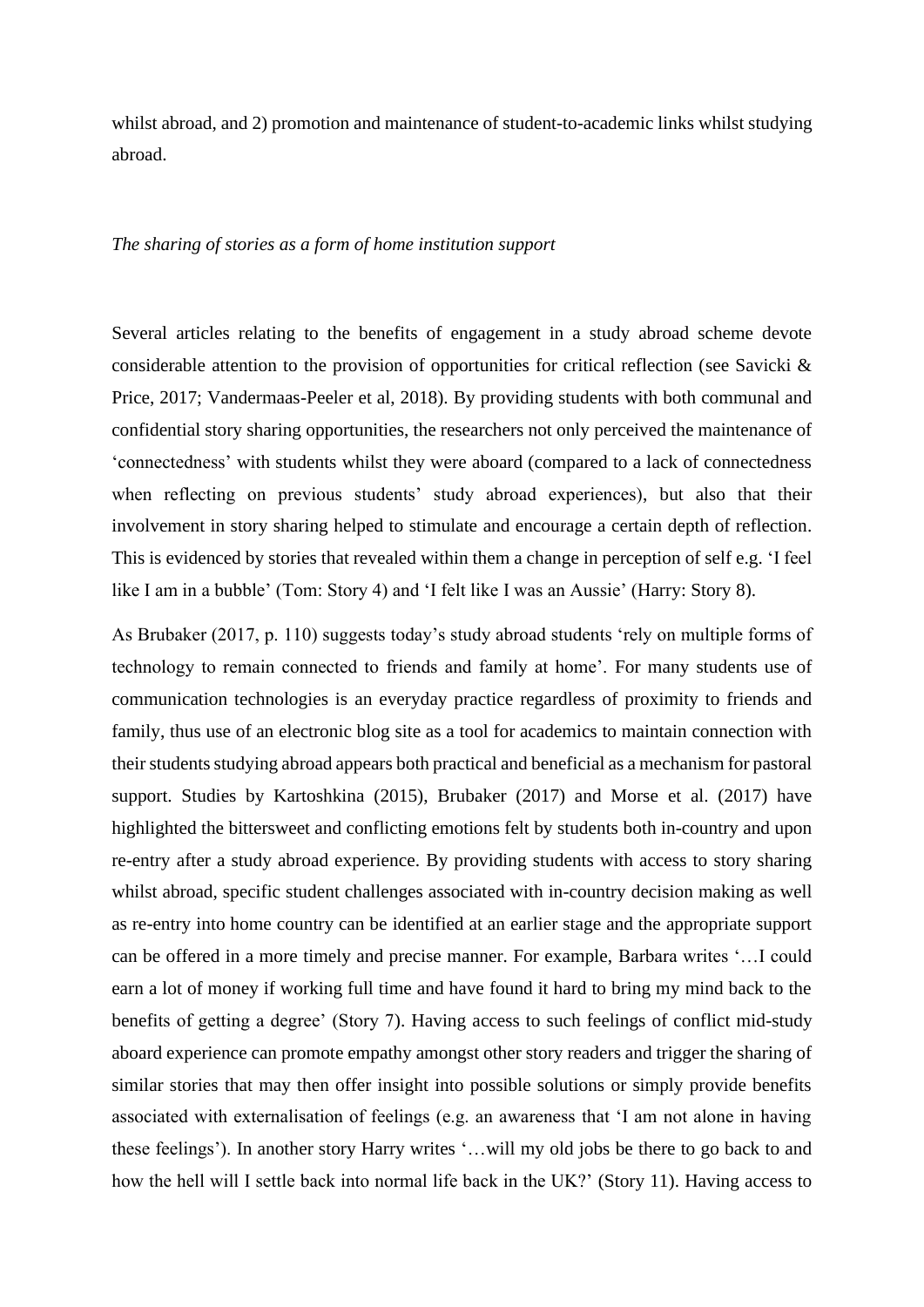whilst abroad, and 2) promotion and maintenance of student-to-academic links whilst studying abroad.

*The sharing of stories as a form of home institution support*

Several articles relating to the benefits of engagement in a study abroad scheme devote considerable attention to the provision of opportunities for critical reflection (see Savicki & Price, 2017; Vandermaas-Peeler et al, 2018). By providing students with both communal and confidential story sharing opportunities, the researchers not only perceived the maintenance of 'connectedness' with students whilst they were aboard (compared to a lack of connectedness when reflecting on previous students' study abroad experiences), but also that their involvement in story sharing helped to stimulate and encourage a certain depth of reflection. This is evidenced by stories that revealed within them a change in perception of self e.g. 'I feel like I am in a bubble' (Tom: Story 4) and 'I felt like I was an Aussie' (Harry: Story 8).

As Brubaker (2017, p. 110) suggests today's study abroad students 'rely on multiple forms of technology to remain connected to friends and family at home'. For many students use of communication technologies is an everyday practice regardless of proximity to friends and family, thus use of an electronic blog site as a tool for academics to maintain connection with their students studying abroad appears both practical and beneficial as a mechanism for pastoral support. Studies by Kartoshkina (2015), Brubaker (2017) and Morse et al. (2017) have highlighted the bittersweet and conflicting emotions felt by students both in-country and upon re-entry after a study abroad experience. By providing students with access to story sharing whilst abroad, specific student challenges associated with in-country decision making as well as re-entry into home country can be identified at an earlier stage and the appropriate support can be offered in a more timely and precise manner. For example, Barbara writes '…I could earn a lot of money if working full time and have found it hard to bring my mind back to the benefits of getting a degree' (Story 7). Having access to such feelings of conflict mid-study aboard experience can promote empathy amongst other story readers and trigger the sharing of similar stories that may then offer insight into possible solutions or simply provide benefits associated with externalisation of feelings (e.g. an awareness that 'I am not alone in having these feelings'). In another story Harry writes '…will my old jobs be there to go back to and how the hell will I settle back into normal life back in the UK?' (Story 11). Having access to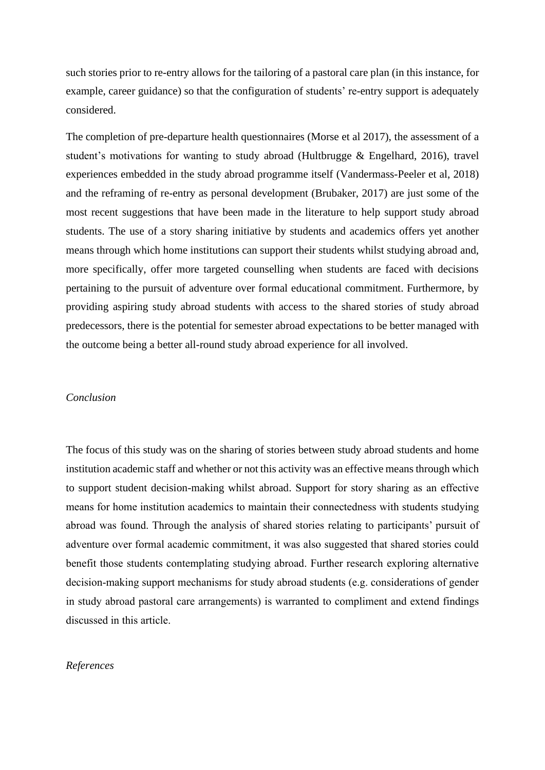such stories prior to re-entry allows for the tailoring of a pastoral care plan (in this instance, for example, career guidance) so that the configuration of students' re-entry support is adequately considered.

The completion of pre-departure health questionnaires (Morse et al 2017), the assessment of a student's motivations for wanting to study abroad (Hultbrugge & Engelhard, 2016), travel experiences embedded in the study abroad programme itself (Vandermass-Peeler et al, 2018) and the reframing of re-entry as personal development (Brubaker, 2017) are just some of the most recent suggestions that have been made in the literature to help support study abroad students. The use of a story sharing initiative by students and academics offers yet another means through which home institutions can support their students whilst studying abroad and, more specifically, offer more targeted counselling when students are faced with decisions pertaining to the pursuit of adventure over formal educational commitment. Furthermore, by providing aspiring study abroad students with access to the shared stories of study abroad predecessors, there is the potential for semester abroad expectations to be better managed with the outcome being a better all-round study abroad experience for all involved.

## *Conclusion*

The focus of this study was on the sharing of stories between study abroad students and home institution academic staff and whether or not this activity was an effective means through which to support student decision-making whilst abroad. Support for story sharing as an effective means for home institution academics to maintain their connectedness with students studying abroad was found. Through the analysis of shared stories relating to participants' pursuit of adventure over formal academic commitment, it was also suggested that shared stories could benefit those students contemplating studying abroad. Further research exploring alternative decision-making support mechanisms for study abroad students (e.g. considerations of gender in study abroad pastoral care arrangements) is warranted to compliment and extend findings discussed in this article.

## *References*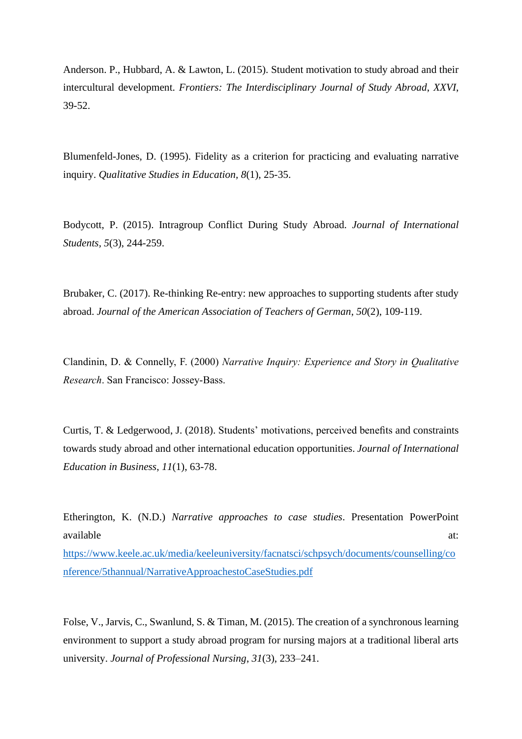Anderson. P., Hubbard, A. & Lawton, L. (2015). Student motivation to study abroad and their intercultural development. *Frontiers: The Interdisciplinary Journal of Study Abroad*, *XXVI*, 39-52.

Blumenfeld-Jones, D. (1995). Fidelity as a criterion for practicing and evaluating narrative inquiry. *Qualitative Studies in Education*, *8*(1), 25-35.

Bodycott, P. (2015). Intragroup Conflict During Study Abroad. *Journal of International Students*, *5*(3), 244-259.

Brubaker, C. (2017). Re-thinking Re-entry: new approaches to supporting students after study abroad. *Journal of the American Association of Teachers of German*, *50*(2), 109-119.

Clandinin, D. & Connelly, F. (2000) *Narrative Inquiry: Experience and Story in Qualitative Research*. San Francisco: Jossey-Bass.

Curtis, T. & Ledgerwood, J. (2018). Students' motivations, perceived benefits and constraints towards study abroad and other international education opportunities. *Journal of International Education in Business*, *11*(1), 63-78.

Etherington, K. (N.D.) *Narrative approaches to case studies*. Presentation PowerPoint available at: https://www.keele.ac.uk/media/keeleuniversity/facnatsci/schpsych/documents/counselling/conference/5thannual/NarrativeApproachestoCaseStudies.pdf

Folse, V., Jarvis, C., Swanlund, S. & Timan, M. (2015). The creation of a synchronous learning environment to support a study abroad program for nursing majors at a traditional liberal arts university. *Journal of Professional Nursing*, *31*(3), 233–241.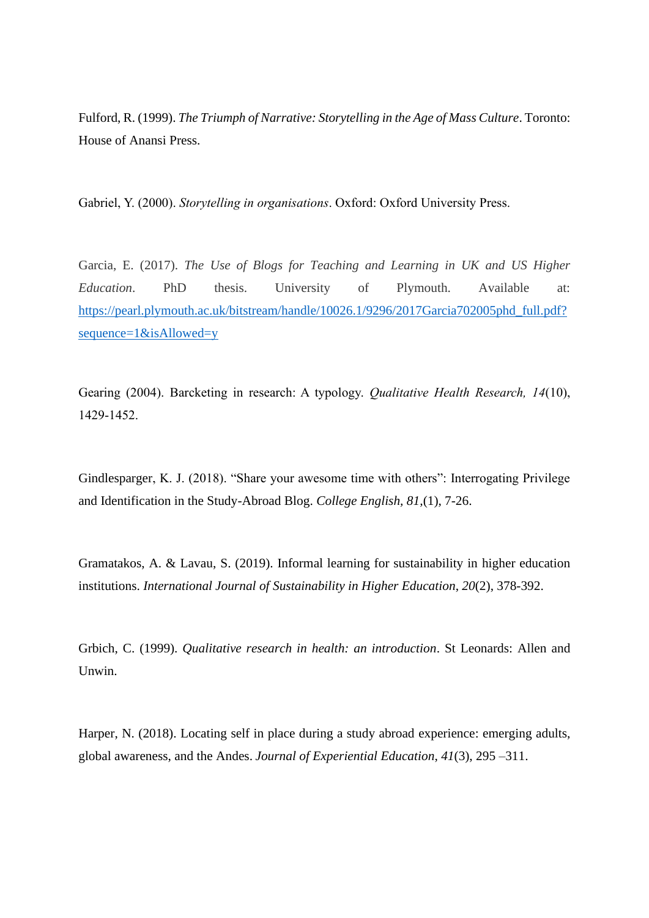Fulford, R. (1999). *The Triumph of Narrative: Storytelling in the Age of Mass Culture*. Toronto: House of Anansi Press.

Gabriel, Y. (2000). *Storytelling in organisations*. Oxford: Oxford University Press.

Garcia, E. (2017). *The Use of Blogs for Teaching and Learning in UK and US Higher Education*. PhD thesis. University of Plymouth. Available at: [https://pearl.plymouth.ac.uk/bitstream/handle/10026.1/9296/2017Garcia702005phd_full.pdf?sequence=1&isAllowed=y](https://pearl.plymouth.ac.uk/bitstream/handle/10026.1/9296/2017Garcia702005phd_full.pdf?sequence=1&isAllowed=y)

Gearing (2004). Barcketing in research: A typology. *Qualitative Health Research, 14*(10), 1429-1452.

Gindlesparger, K. J. (2018). "Share your awesome time with others": Interrogating Privilege and Identification in the Study-Abroad Blog. *College English*, *81*,(1), 7-26.

Gramatakos, A. & Lavau, S. (2019). Informal learning for sustainability in higher education institutions. *International Journal of Sustainability in Higher Education*, *20*(2), 378-392.

Grbich, C. (1999). *Qualitative research in health: an introduction*. St Leonards: Allen and Unwin.

Harper, N. (2018). Locating self in place during a study abroad experience: emerging adults, global awareness, and the Andes. *Journal of Experiential Education*, *41*(3), 295 –311.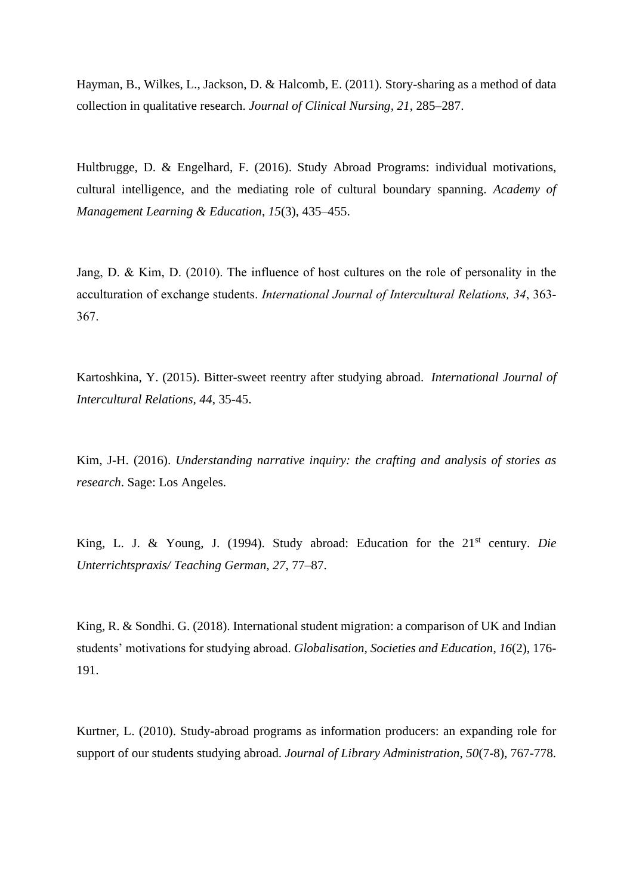Hayman, B., Wilkes, L., Jackson, D. & Halcomb, E. (2011). Story-sharing as a method of data collection in qualitative research. *Journal of Clinical Nursing, 21*, 285–287.

Hultbrugge, D. & Engelhard, F. (2016). Study Abroad Programs: individual motivations, cultural intelligence, and the mediating role of cultural boundary spanning. *Academy of Management Learning & Education*, *15*(3), 435–455.

Jang, D. & Kim, D. (2010). The influence of host cultures on the role of personality in the acculturation of exchange students. *International Journal of Intercultural Relations, 34*, 363-367.

Kartoshkina, Y. (2015). Bitter-sweet reentry after studying abroad. *International Journal of Intercultural Relations, 44*, 35-45.

Kim, J-H. (2016). *Understanding narrative inquiry: the crafting and analysis of stories as research*. Sage: Los Angeles.

King, L. J. & Young, J. (1994). Study abroad: Education for the 21st century. *Die Unterrichtspraxis/ Teaching German*, *27*, 77–87.

King, R. & Sondhi. G. (2018). International student migration: a comparison of UK and Indian students' motivations for studying abroad. *Globalisation, Societies and Education*, *16*(2), 176-191.

Kurtner, L. (2010). Study-abroad programs as information producers: an expanding role for support of our students studying abroad. *Journal of Library Administration*, *50*(7-8), 767-778.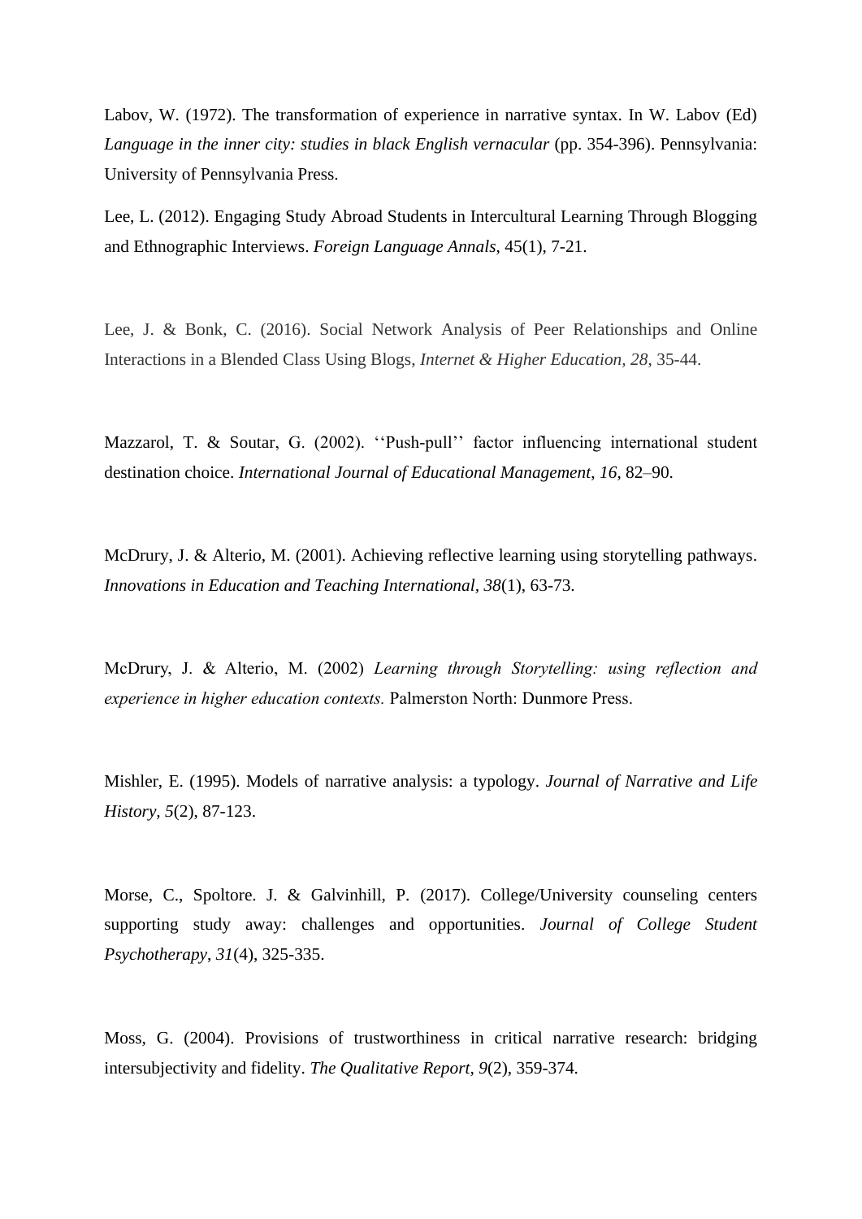Labov, W. (1972). The transformation of experience in narrative syntax. In W. Labov (Ed) *Language in the inner city: studies in black English vernacular* (pp. 354-396). Pennsylvania: University of Pennsylvania Press.

Lee, L. (2012). Engaging Study Abroad Students in Intercultural Learning Through Blogging and Ethnographic Interviews. *Foreign Language Annals*, 45(1), 7-21.

Lee, J. & Bonk, C. (2016). Social Network Analysis of Peer Relationships and Online Interactions in a Blended Class Using Blogs, *Internet & Higher Education*, *28*, 35-44.

Mazzarol, T. & Soutar, G. (2002). ''Push-pull'' factor influencing international student destination choice. *International Journal of Educational Management, 16*, 82–90.

McDrury, J. & Alterio, M. (2001). Achieving reflective learning using storytelling pathways. *Innovations in Education and Teaching International, 38*(1), 63-73.

McDrury, J. & Alterio, M. (2002) *Learning through Storytelling: using reflection and experience in higher education contexts.* Palmerston North: Dunmore Press.

Mishler, E. (1995). Models of narrative analysis: a typology. *Journal of Narrative and Life History, 5*(2), 87-123.

Morse, C., Spoltore. J. & Galvinhill, P. (2017). College/University counseling centers supporting study away: challenges and opportunities. *Journal of College Student Psychotherapy*, *31*(4), 325-335.

Moss, G. (2004). Provisions of trustworthiness in critical narrative research: bridging intersubjectivity and fidelity. *The Qualitative Report, 9*(2), 359-374.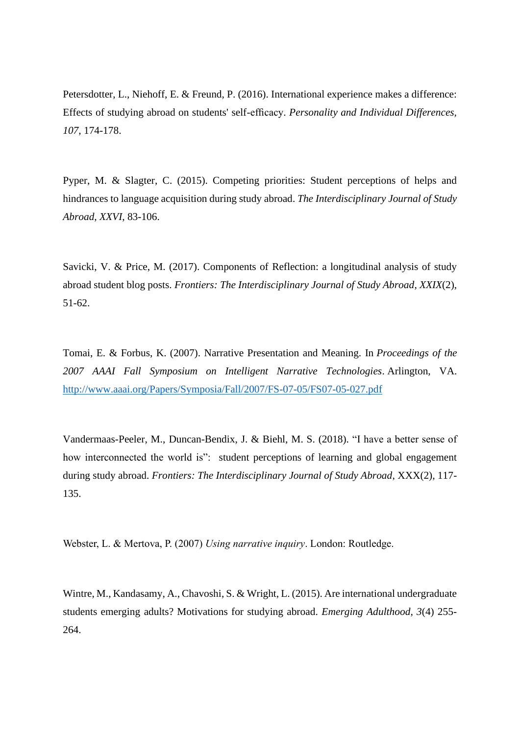Petersdotter, L., Niehoff, E. & Freund, P. (2016). International experience makes a difference: Effects of studying abroad on students' self-efficacy. *Personality and Individual Differences*, *107*, 174-178.

Pyper, M. & Slagter, C. (2015). Competing priorities: Student perceptions of helps and hindrances to language acquisition during study abroad. *The Interdisciplinary Journal of Study Abroad*, *XXVI*, 83-106.

Savicki, V. & Price, M. (2017). Components of Reflection: a longitudinal analysis of study abroad student blog posts. *Frontiers: The Interdisciplinary Journal of Study Abroad*, *XXIX*(2), 51-62.

Tomai, E. & Forbus, K. (2007). Narrative Presentation and Meaning. In *Proceedings of the 2007 AAAI Fall Symposium on Intelligent Narrative Technologies*. Arlington, VA. http://www.aaai.org/Papers/Symposia/Fall/2007/FS-07-05/FS07-05-027.pdf

Vandermaas-Peeler, M., Duncan-Bendix, J. & Biehl, M. S. (2018). "I have a better sense of how interconnected the world is": student perceptions of learning and global engagement during study abroad. *Frontiers: The Interdisciplinary Journal of Study Abroad*, XXX(2), 117-135.

Webster, L. & Mertova, P. (2007) *Using narrative inquiry*. London: Routledge.

Wintre, M., Kandasamy, A., Chavoshi, S. & Wright, L. (2015). Are international undergraduate students emerging adults? Motivations for studying abroad. *Emerging Adulthood*, *3*(4) 255-264.